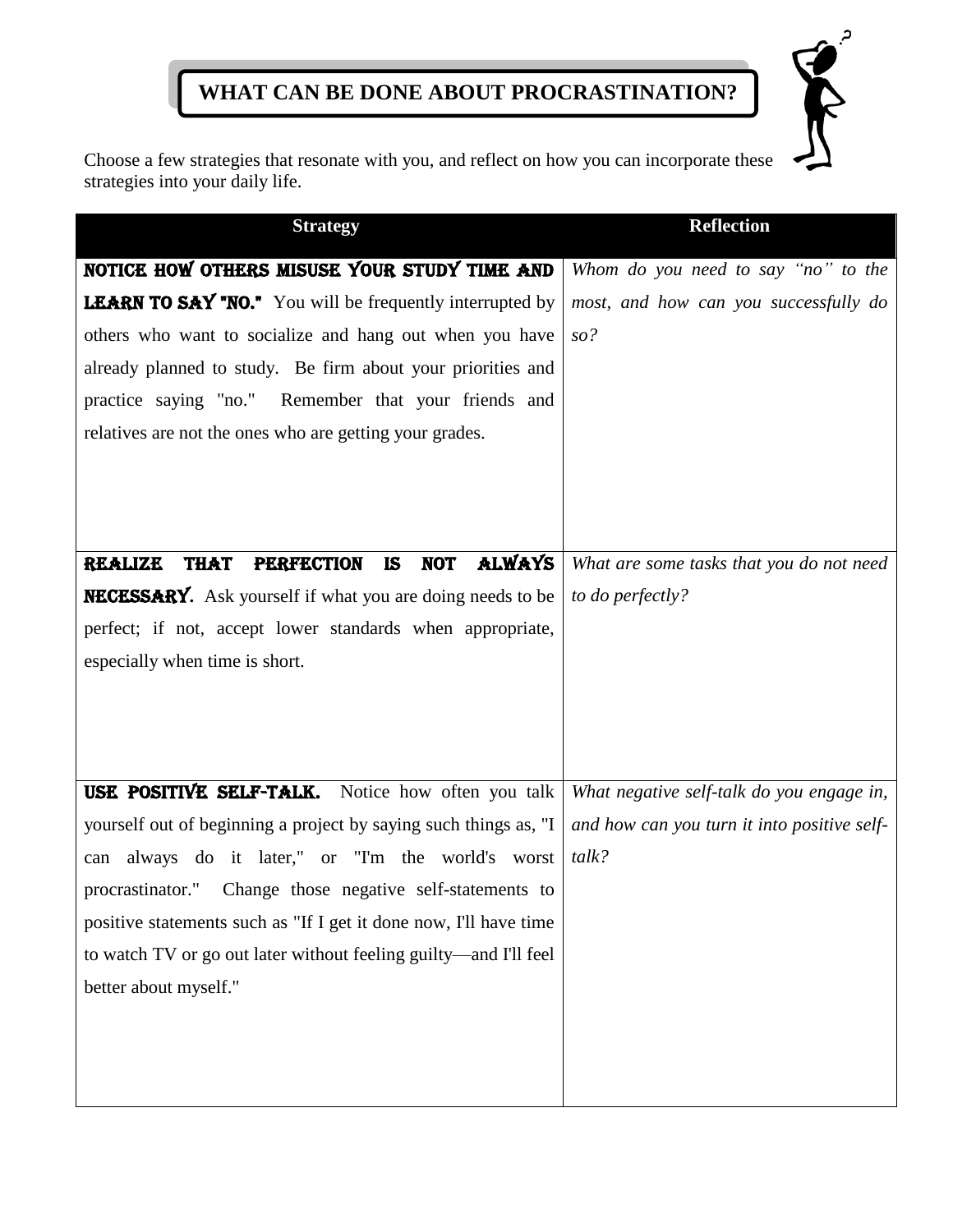# WHAT CAN BE DONE ABOUT PROCRASTINATION?

Choose a few strategies that resonate with you, and reflect on how you can incorporate these strategies into your daily life.

| Strategy | Reflection |
|---|---|
| **NOTICE HOW OTHERS MISUSE YOUR STUDY TIME AND LEARN TO SAY "NO."** You will be frequently interrupted by others who want to socialize and hang out when you have already planned to study. Be firm about your priorities and practice saying "no." Remember that your friends and relatives are not the ones who are getting your grades. | *Whom do you need to say "no" to the most, and how can you successfully do so?* |
| **REALIZE THAT PERFECTION IS NOT ALWAYS NECESSARY.** Ask yourself if what you are doing needs to be perfect; if not, accept lower standards when appropriate, especially when time is short. | *What are some tasks that you do not need to do perfectly?* |
| **USE POSITIVE SELF-TALK.** Notice how often you talk yourself out of beginning a project by saying such things as, "I can always do it later," or "I'm the world's worst procrastinator." Change those negative self-statements to positive statements such as "If I get it done now, I'll have time to watch TV or go out later without feeling guilty—and I'll feel better about myself." | *What negative self-talk do you engage in, and how can you turn it into positive self-talk?* |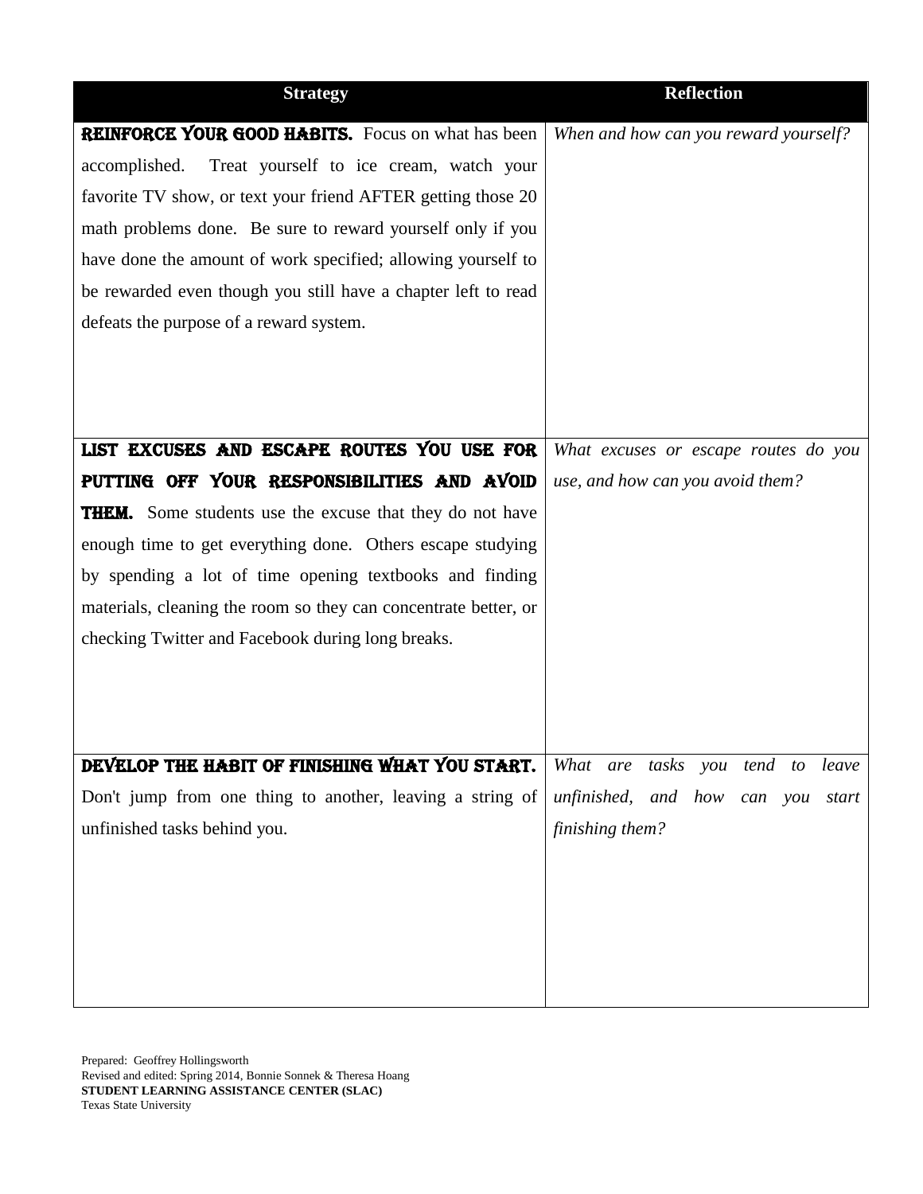| Strategy | Reflection |
|---|---|
| **REINFORCE YOUR GOOD HABITS.** Focus on what has been accomplished. Treat yourself to ice cream, watch your favorite TV show, or text your friend AFTER getting those 20 math problems done. Be sure to reward yourself only if you have done the amount of work specified; allowing yourself to be rewarded even though you still have a chapter left to read defeats the purpose of a reward system. | *When and how can you reward yourself?* |
| **LIST EXCUSES AND ESCAPE ROUTES YOU USE FOR PUTTING OFF YOUR RESPONSIBILITIES AND AVOID THEM.** Some students use the excuse that they do not have enough time to get everything done. Others escape studying by spending a lot of time opening textbooks and finding materials, cleaning the room so they can concentrate better, or checking Twitter and Facebook during long breaks. | *What excuses or escape routes do you use, and how can you avoid them?* |
| **DEVELOP THE HABIT OF FINISHING WHAT YOU START.** Don't jump from one thing to another, leaving a string of unfinished tasks behind you. | *What are tasks you tend to leave unfinished, and how can you start finishing them?* |

Prepared: Geoffrey Hollingsworth
Revised and edited: Spring 2014, Bonnie Sonnek & Theresa Hoang
**STUDENT LEARNING ASSISTANCE CENTER (SLAC)**
Texas State University